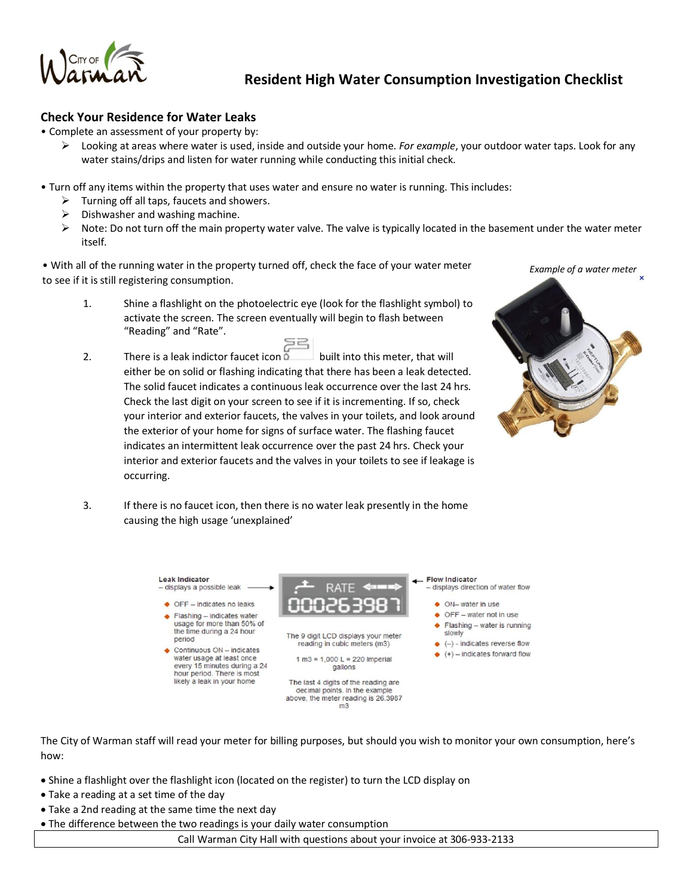# Resident High Water Consumption Investigation Checklist

## Check Your Residence for Water Leaks

- Complete an assessment of your property by:
  - Looking at areas where water is used, inside and outside your home. *For example*, your outdoor water taps. Look for any water stains/drips and listen for water running while conducting this initial check.

- Turn off any items within the property that uses water and ensure no water is running. This includes:
  - Turning off all taps, faucets and showers.
  - Dishwasher and washing machine.
  - Note: Do not turn off the main property water valve. The valve is typically located in the basement under the water meter itself.

- With all of the running water in the property turned off, check the face of your water meter to see if it is still registering consumption.

*Example of a water meter*

1. Shine a flashlight on the photoelectric eye (look for the flashlight symbol) to activate the screen. The screen eventually will begin to flash between "Reading" and "Rate".

2. There is a leak indictor faucet icon built into this meter, that will either be on solid or flashing indicating that there has been a leak detected. The solid faucet indicates a continuous leak occurrence over the last 24 hrs. Check the last digit on your screen to see if it is incrementing. If so, check your interior and exterior faucets, the valves in your toilets, and look around the exterior of your home for signs of surface water. The flashing faucet indicates an intermittent leak occurrence over the past 24 hrs. Check your interior and exterior faucets and the valves in your toilets to see if leakage is occurring.

3. If there is no faucet icon, then there is no water leak presently in the home causing the high usage 'unexplained'

**Leak Indicator** – displays a possible leak

- OFF – indicates no leaks
- Flashing – indicates water usage for more than 50% of the time during a 24 hour period
- Continuous ON – indicates water usage at least once every 15 minutes during a 24 hour period. There is most likely a leak in your home

RATE
000263987

The 9 digit LCD displays your meter reading in cubic meters (m3)

1 m3 = 1,000 L = 220 Imperial gallons

The last 4 digits of the reading are decimal points. In the example above, the meter reading is 26.3987 m3

**Flow Indicator** – displays direction of water flow

- ON– water in use
- OFF – water not in use
- Flashing – water is running slowly
- (–) - indicates reverse flow
- (+) – indicates forward flow

The City of Warman staff will read your meter for billing purposes, but should you wish to monitor your own consumption, here's how:

- Shine a flashlight over the flashlight icon (located on the register) to turn the LCD display on
- Take a reading at a set time of the day
- Take a 2nd reading at the same time the next day
- The difference between the two readings is your daily water consumption

Call Warman City Hall with questions about your invoice at 306-933-2133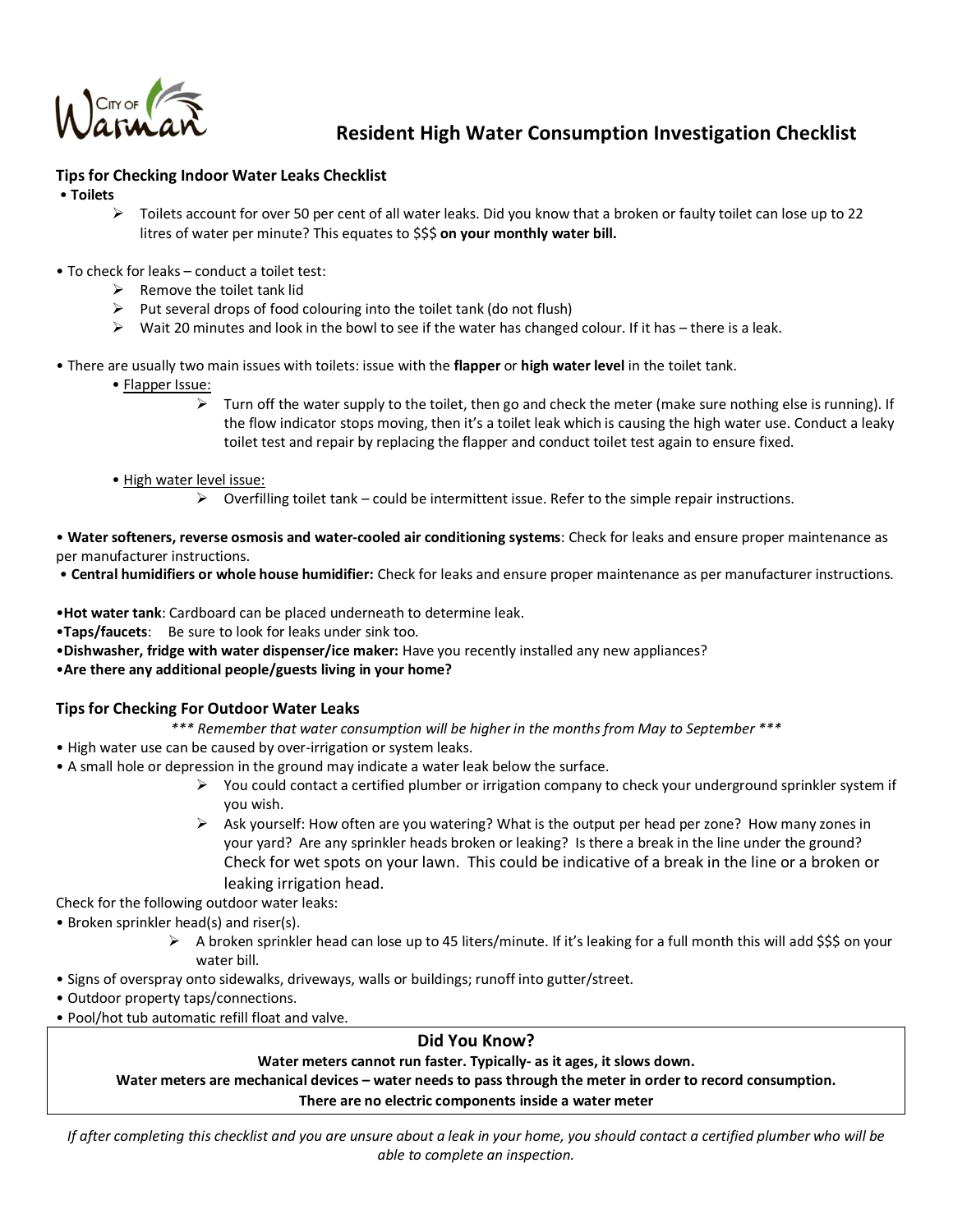# Resident High Water Consumption Investigation Checklist

### Tips for Checking Indoor Water Leaks Checklist

- **Toilets**
  - Toilets account for over 50 per cent of all water leaks. Did you know that a broken or faulty toilet can lose up to 22 litres of water per minute? This equates to $$$ **on your monthly water bill.**

- To check for leaks – conduct a toilet test:
  - Remove the toilet tank lid
  - Put several drops of food colouring into the toilet tank (do not flush)
  - Wait 20 minutes and look in the bowl to see if the water has changed colour. If it has – there is a leak.

- There are usually two main issues with toilets: issue with the **flapper** or **high water level** in the toilet tank.
  - Flapper Issue:
    - Turn off the water supply to the toilet, then go and check the meter (make sure nothing else is running). If the flow indicator stops moving, then it's a toilet leak which is causing the high water use. Conduct a leaky toilet test and repair by replacing the flapper and conduct toilet test again to ensure fixed.
  - High water level issue:
    - Overfilling toilet tank – could be intermittent issue. Refer to the simple repair instructions.

- **Water softeners, reverse osmosis and water-cooled air conditioning systems**: Check for leaks and ensure proper maintenance as per manufacturer instructions.
- **Central humidifiers or whole house humidifier:** Check for leaks and ensure proper maintenance as per manufacturer instructions.

- **Hot water tank**: Cardboard can be placed underneath to determine leak.
- **Taps/faucets**: Be sure to look for leaks under sink too.
- **Dishwasher, fridge with water dispenser/ice maker:** Have you recently installed any new appliances?
- **Are there any additional people/guests living in your home?**

### Tips for Checking For Outdoor Water Leaks

*\*\*\* Remember that water consumption will be higher in the months from May to September \*\*\**

- High water use can be caused by over-irrigation or system leaks.
- A small hole or depression in the ground may indicate a water leak below the surface.
  - You could contact a certified plumber or irrigation company to check your underground sprinkler system if you wish.
  - Ask yourself: How often are you watering? What is the output per head per zone? How many zones in your yard? Are any sprinkler heads broken or leaking? Is there a break in the line under the ground? Check for wet spots on your lawn. This could be indicative of a break in the line or a broken or leaking irrigation head.

Check for the following outdoor water leaks:

- Broken sprinkler head(s) and riser(s).
  - A broken sprinkler head can lose up to 45 liters/minute. If it's leaking for a full month this will add $$$ on your water bill.
- Signs of overspray onto sidewalks, driveways, walls or buildings; runoff into gutter/street.
- Outdoor property taps/connections.
- Pool/hot tub automatic refill float and valve.

### Did You Know?

**Water meters cannot run faster. Typically- as it ages, it slows down.**

**Water meters are mechanical devices – water needs to pass through the meter in order to record consumption.**

**There are no electric components inside a water meter**

*If after completing this checklist and you are unsure about a leak in your home, you should contact a certified plumber who will be able to complete an inspection.*